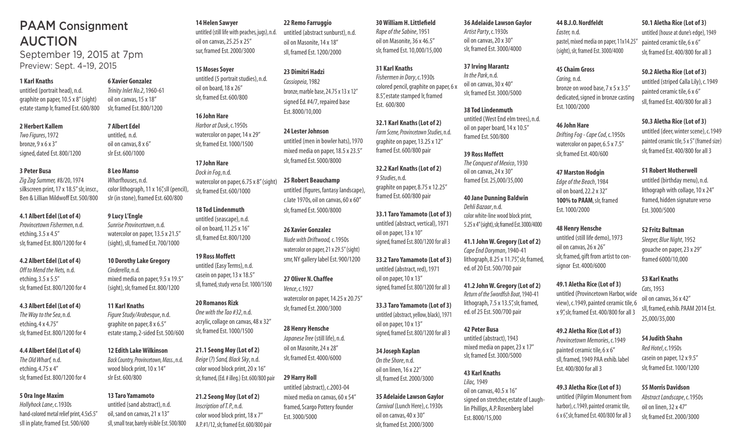# PAAM Consignment AUCTION

September 19, 2015 at 7pm
Preview: Sept. 4–19, 2015

**1 Karl Knaths**
untitled (portrait head), n.d.
graphite on paper, 10.5 x 8" (sight)
estate stamp lr, framed Est. 600/800

**2 Herbert Kallem**
*Two Figures*, 1972
bronze, 9 x 6 x 3"
signed, dated Est. 800/1200

**3 Peter Busa**
*Zig Zag Summer,* #8/20, 1974
silkscreen print, 17 x 18.5" slr, inscr.,
Ben & Lillian Mildwoff Est. 500/800

**4.1 Albert Edel (Lot of 4)**
*Provincetown Fishermen*, n.d.
etching, 3.5 x 4.5"
slr, framed Est. 800/1200 for 4

**4.2 Albert Edel (Lot of 4)**
*Off to Mend the Nets,* n.d.
etching, 3.5 x 5.5"
slr, framed Est. 800/1200 for 4

**4.3 Albert Edel (Lot of 4)**
*The Way to the Sea*, n.d.
etching, 4 x 4.75"
slr, framed Est. 800/1200 for 4

**4.4 Albert Edel (Lot of 4)**
*The Old Wharf,* n.d.
etching, 4.75 x 4"
slr, framed Est. 800/1200 for 4

**5 Ora Inge Maxim**
*Hollyhock Lane*, c.1930s
hand-colored metal relief print, 4.5x5.5"
sll in plate, framed Est. 500/600

**6 Xavier Gonzalez**
*Trinity Inlet No.2*, 1960-61
oil on canvas, 15 x 18"
slr, framed Est. 800/1200

**7 Albert Edel**
untitled, n.d.
oil on canvas, 8 x 6"
slr Est. 600/1000

**8 Leo Manso**
*Wharfhouses*, n.d.
color lithograph, 11 x 16", sll (pencil),
slr (in stone), framed Est. 600/800

**9 Lucy L'Engle**
*Sunrise Provincetown*, n.d.
watercolor on paper, 13.5 x 21.5"
(sight), sll, framed Est. 700/1000

**10 Dorothy Lake Gregory**
*Cinderella*, n.d.
mixed media on paper, 9.5 x 19.5"
(sight), slr, framed Est. 800/1200

**11 Karl Knaths**
*Figure Study/Arabesque*, n.d.
graphite on paper, 8 x 6.5"
estate stamp, 2-sided Est. 500/600

**12 Edith Lake Wilkinson**
*Back Country, Provincetown, Mass.*, n.d.
wood block print, 10 x 14"
slr Est. 600/800

**13 Taro Yamamoto**
untitled (sand abstract), n.d.
oil, sand on canvas, 21 x 13"
sll, small tear, barely visible Est. 500/800

**14 Helen Sawyer**
untitled (still life with peaches, jugs), n.d.
oil on canvas, 25.25 x 25"
sur, framed Est. 2000/3000

**15 Moses Soyer**
untitled (5 portrait studies), n.d.
oil on board, 18 x 26"
slr, framed Est. 600/800

**16 John Hare**
*Harbor at Dusk*, c.1950s
watercolor on paper, 14 x 29"
slr, framed Est. 1000/1500

**17 John Hare**
*Dock in Fog*, n.d.
watercolor on paper, 6.75 x 8" (sight)
slr, framed Est. 600/1000

**18 Tod Lindenmuth**
untitled (seascape), n.d.
oil on board, 11.25 x 16"
sll, framed Est. 800/1200

**19 Ross Moffett**
untitled (Easy Terms), n.d.
casein on paper, 13 x 18.5"
sll, framed, study verso Est. 1000/1500

**20 Romanos Rizk**
*One with the Tao #32*, n.d.
acrylic, collage on canvas, 48 x 32"
slr, framed Est. 1000/1500

**21.1 Seong Moy (Lot of 2)**
*Beige* (?) *Sand, Black Sky*, n.d.
color wood block print, 20 x 16"
slr, framed, (Ed. # illeg.) Est. 600/800 pair

**21.2 Seong Moy (Lot of 2)**
*Inscription of T. P.*, n.d.
color wood block print, 18 x 7"
A.P. #1/12, slr, framed Est. 600/800 pair

**22 Remo Farruggio**
untitled (abstract sunburst), n.d.
oil on Masonite, 14 x 18"
sll, framed Est. 1200/2000

**23 Dimitri Hadzi**
*Cassiopeia*, 1982
bronze, marble base, 24.75 x 13 x 12"
signed Ed. #4/7, repaired base
Est. 8000/10,000

**24 Lester Johnson**
untitled (men in bowler hats), 1970
mixed media on paper, 18.5 x 23.5"
slr, framed Est. 5000/8000

**25 Robert Beauchamp**
untitled (figures, fantasy landscape),
c.late 1970s, oil on canvas, 60 x 60"
slr, framed Est. 5000/8000

**26 Xavier Gonzalez**
*Nude with Driftwood,* c.1950s
watercolor on paper, 21 x 29.5" (sight)
smr, NY gallery label Est. 900/1200

**27 Oliver N. Chaffee**
*Vence*, c.1927
watercolor on paper, 14.25 x 20.75"
slr, framed Est. 2000/3000

**28 Henry Hensche**
*Japanese Tree* (still life), n.d.
oil on Masonite, 24 x 28"
slr, framed Est. 4000/6000

**29 Harry Holl**
untitled (abstract), c.2003-04
mixed media on canvas, 60 x 54"
framed, Scargo Pottery founder
Est. 3000/5000

**30 William H. Littlefield**
*Rape of the Sabine*, 1951
oil on Masonite, 36 x 46.5"
slr, framed Est. 10,000/15,000

**31 Karl Knaths**
*Fishermen in Dory*, c.1930s
colored pencil, graphite on paper, 6 x 8.5", estate stamped lr, framed
Est. 600/800

**32.1 Karl Knaths (Lot of 2)**
*Farm Scene, Provincetown Studies*, n.d.
graphite on paper, 13.25 x 12"
framed Est. 600/800 pair

**32.2 Karl Knaths (Lot of 2)**
*9 Studies*, n.d.
graphite on paper, 8.75 x 12.25"
framed Est. 600/800 pair

**33.1 Taro Yamamoto (Lot of 3)**
untitled (abstract, vertical), 1971
oil on paper, 13 x 10"
signed, framed Est. 800/1200 for all 3

**33.2 Taro Yamamoto (Lot of 3)**
untitled (abstract, red), 1971
oil on paper, 10 x 13"
signed, framed Est. 800/1200 for all 3

**33.3 Taro Yamamoto (Lot of 3)**
untitled (abstract, yellow, black), 1971
oil on paper, 10 x 13"
signed, framed Est. 800/1200 for all 3

**34 Joseph Kaplan**
*On the Shore*, n.d.
oil on linen, 16 x 22"
sll, framed Est. 2000/3000

**35 Adelaide Lawson Gaylor**
*Carnival* (Lunch Here), c.1930s
oil on canvas, 40 x 30"
slr, framed Est. 2000/3000

**36 Adelaide Lawson Gaylor**
*Artist Party*, c.1930s
oil on canvas, 20 x 30"
slr, framed Est. 3000/4000

**37 Irving Marantz**
*In the Park*, n.d.
oil on canvas, 30 x 40"
slr, framed Est. 3000/5000

**38 Tod Lindenmuth**
untitled (West End elm trees), n.d.
oil on paper board, 14 x 10.5"
framed Est. 500/800

**39 Ross Moffett**
*The Conquest of Mexico*, 1930
oil on canvas, 24 x 30"
framed Est. 25,000/35,000

**40 Jane Dunning Baldwin**
*Dehli Bazaar*, n.d.
color white-line wood block print,
5.25 x 4" (sight), slr, framed Est. 3000/4000

**41.1 John W. Gregory (Lot of 2)**
*Cape End Doryman*, 1940-41
lithograph, 8.25 x 11.75", slr, framed,
ed. of 20 Est. 500/700 pair

**41.2 John W. Gregory (Lot of 2)**
*Return of the Swordfish Boat*, 1940-41
lithograph, 7.5 x 13.5", slr, framed,
ed. of 25 Est. 500/700 pair

**42 Peter Busa**
untitled (abstract), 1943
mixed media on paper, 23 x 17"
slr, framed Est. 3000/5000

**43 Karl Knaths**
*Lilac,* 1949
oil on canvas, 40.5 x 16"
signed on stretcher, estate of Laughlin Phillips, A.P. Rosenberg label
Est. 8000/15,000

**44 B.J.O. Nordfeldt**
*Easter,* n.d.
pastel, mixed media on paper, 11x14.25"
(sight), slr, framed Est. 3000/4000

**45 Chaim Gross**
*Caring,* n.d.
bronze on wood base, 7 x 5 x 3.5"
dedicated, signed in bronze casting
Est. 1000/2000

**46 John Hare**
*Drifting Fog - Cape Cod*, c.1950s
watercolor on paper, 6.5 x 7.5"
slr, framed Est. 400/600

**47 Marston Hodgin**
*Edge of the Beach*, 1984
oil on board, 22.2 x 32"
**100% to PAAM**, slr, framed
Est. 1000/2000

**48 Henry Hensche**
untitled (still life demo), 1973
oil on canvas, 26 x 26"
slr, framed, gift from artist to consignor Est. 4000/6000

**49.1 Aletha Rice (Lot of 3)**
untitled (Provincetown Harbor, wide view), c.1949, painted ceramic tile, 6 x 9", slr, framed Est. 400/800 for all 3

**49.2 Aletha Rice (Lot of 3)**
*Provincetown Memories*, c.1949
painted ceramic tile, 6 x 6"
sll, framed, 1949 PAA exhib. label
Est. 400/800 for all 3

**49.3 Aletha Rice (Lot of 3)**
untitled (Pilgrim Monument from harbor), c.1949, painted ceramic tile,
6 x 6", slr, framed Est. 400/800 for all 3

**50.1 Aletha Rice (Lot of 3)**
untitled (house at dune's edge), 1949
painted ceramic tile, 6 x 6"
slr, framed Est. 400/800 for all 3

**50.2 Aletha Rice (Lot of 3)**
untitled (striped Calla Lily), c.1949
painted ceramic tile, 6 x 6"
sll, framed Est. 400/800 for all 3

**50.3 Aletha Rice (Lot of 3)**
untitled (deer, winter scene), c.1949
painted ceramic tile, 5 x 5" (framed size)
slr, framed Est. 400/800 for all 3

**51 Robert Motherwell**
untitled (birthday menu), n.d.
lithograph with collage, 10 x 24"
framed, hidden signature verso
Est. 3000/5000

**52 Fritz Bultman**
*Sleeper, Blue Night*, 1952
gouache on paper, 23 x 29"
framed 6000/10,000

**53 Karl Knaths**
*Cats*, 1953
oil on canvas, 36 x 42"
sll, framed, exhib. PAAM 2014 Est.
25,000/35,000

**54 Judith Shahn**
*Red Hotel*, c.1950s
casein on paper, 12 x 9.5"
slr, framed Est. 1000/1200

**55 Morris Davidson**
*Abstract Landscape*, c.1950s
oil on linen, 32 x 47"
slr, framed Est. 2000/3000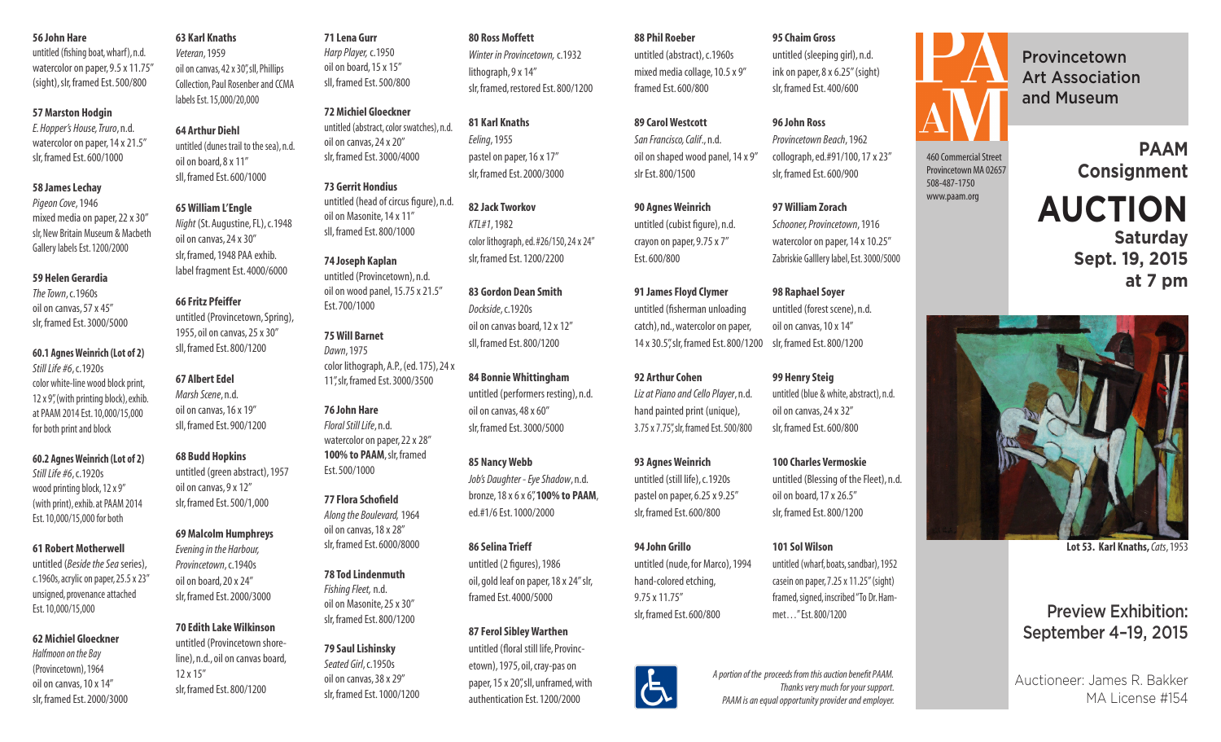**56 John Hare**
untitled (fishing boat, wharf), n.d.
watercolor on paper, 9.5 x 11.75" (sight), slr, framed Est. 500/800

**57 Marston Hodgin**
*E. Hopper's House, Truro*, n.d.
watercolor on paper, 14 x 21.5" slr, framed Est. 600/1000

**58 James Lechay**
*Pigeon Cove*, 1946
mixed media on paper, 22 x 30" slr, New Britain Museum & Macbeth Gallery labels Est. 1200/2000

**59 Helen Gerardia**
*The Town*, c.1960s
oil on canvas, 57 x 45"
slr, framed Est. 3000/5000

**60.1 Agnes Weinrich (Lot of 2)**
*Still Life #6*, c.1920s
color white-line wood block print, 12 x 9", (with printing block), exhib. at PAAM 2014 Est. 10,000/15,000 for both print and block

**60.2 Agnes Weinrich (Lot of 2)**
*Still Life #6*, c.1920s
wood printing block, 12 x 9" (with print), exhib. at PAAM 2014 Est. 10,000/15,000 for both

**61 Robert Motherwell**
untitled (*Beside the Sea* series), c.1960s, acrylic on paper, 25.5 x 23" unsigned, provenance attached Est. 10,000/15,000

**62 Michiel Gloeckner**
*Halfmoon on the Bay* (Provincetown), 1964
oil on canvas, 10 x 14"
slr, framed Est. 2000/3000

**63 Karl Knaths**
*Veteran*, 1959
oil on canvas, 42 x 30", sll, Phillips Collection, Paul Rosenber and CCMA labels Est. 15,000/20,000

**64 Arthur Diehl**
untitled (dunes trail to the sea), n.d.
oil on board, 8 x 11"
sll, framed Est. 600/1000

**65 William L'Engle**
*Night* (St. Augustine, FL), c.1948
oil on canvas, 24 x 30"
slr, framed, 1948 PAA exhib. label fragment Est. 4000/6000

**66 Fritz Pfeiffer**
untitled (Provincetown, Spring), 1955, oil on canvas, 25 x 30"
sll, framed Est. 800/1200

**67 Albert Edel**
*Marsh Scene*, n.d.
oil on canvas, 16 x 19"
sll, framed Est. 900/1200

**68 Budd Hopkins**
untitled (green abstract), 1957
oil on canvas, 9 x 12"
slr, framed Est. 500/1,000

**69 Malcolm Humphreys**
*Evening in the Harbour, Provincetown*, c.1940s
oil on board, 20 x 24"
slr, framed Est. 2000/3000

**70 Edith Lake Wilkinson**
untitled (Provincetown shoreline), n.d., oil on canvas board, 12 x 15"
slr, framed Est. 800/1200

**71 Lena Gurr**
*Harp Player*, c.1950
oil on board, 15 x 15"
sll, framed Est. 500/800

**72 Michiel Gloeckner**
untitled (abstract, color swatches), n.d.
oil on canvas, 24 x 20"
slr, framed Est. 3000/4000

**73 Gerrit Hondius**
untitled (head of circus figure), n.d.
oil on Masonite, 14 x 11"
sll, framed Est. 800/1000

**74 Joseph Kaplan**
untitled (Provincetown), n.d.
oil on wood panel, 15.75 x 21.5"
Est. 700/1000

**75 Will Barnet**
*Dawn*, 1975
color lithograph, A.P., (ed. 175), 24 x 11", slr, framed Est. 3000/3500

**76 John Hare**
*Floral Still Life*, n.d.
watercolor on paper, 22 x 28"
**100% to PAAM**, slr, framed
Est. 500/1000

**77 Flora Schofield**
*Along the Boulevard*, 1964
oil on canvas, 18 x 28"
slr, framed Est. 6000/8000

**78 Tod Lindenmuth**
*Fishing Fleet*, n.d.
oil on Masonite, 25 x 30"
slr, framed Est. 800/1200

**79 Saul Lishinsky**
*Seated Girl*, c.1950s
oil on canvas, 38 x 29"
slr, framed Est. 1000/1200

**80 Ross Moffett**
*Winter in Provincetown*, c.1932
lithograph, 9 x 14"
slr, framed, restored Est. 800/1200

**81 Karl Knaths**
*Feeling*, 1955
pastel on paper, 16 x 17"
slr, framed Est. 2000/3000

**82 Jack Tworkov**
*KTL#1*, 1982
color lithograph, ed. #26/150, 24 x 24" slr, framed Est. 1200/2200

**83 Gordon Dean Smith**
*Dockside*, c.1920s
oil on canvas board, 12 x 12"
sll, framed Est. 800/1200

**84 Bonnie Whittingham**
untitled (performers resting), n.d.
oil on canvas, 48 x 60"
slr, framed Est. 3000/5000

**85 Nancy Webb**
*Job's Daughter - Eye Shadow*, n.d.
bronze, 18 x 6 x 6", **100% to PAAM**, ed.#1/6 Est. 1000/2000

**86 Selina Trieff**
untitled (2 figures), 1986
oil, gold leaf on paper, 18 x 24" slr, framed Est. 4000/5000

**87 Ferol Sibley Warthen**
untitled (floral still life, Provincetown), 1975, oil, cray-pas on paper, 15 x 20", sll, unframed, with authentication Est. 1200/2000

**88 Phil Roeber**
untitled (abstract), c.1960s
mixed media collage, 10.5 x 9"
framed Est. 600/800

**89 Carol Westcott**
*San Francisco, Calif.*, n.d.
oil on shaped wood panel, 14 x 9" slr Est. 800/1500

**90 Agnes Weinrich**
untitled (cubist figure), n.d.
crayon on paper, 9.75 x 7"
Est. 600/800

**91 James Floyd Clymer**
untitled (fisherman unloading catch), nd., watercolor on paper, 14 x 30.5", slr, framed Est. 800/1200

**92 Arthur Cohen**
*Liz at Piano and Cello Player*, n.d.
hand painted print (unique), 3.75 x 7.75", slr, framed Est. 500/800

**93 Agnes Weinrich**
untitled (still life), c.1920s
pastel on paper, 6.25 x 9.25"
slr, framed Est. 600/800

**94 John Grillo**
untitled (nude, for Marco), 1994
hand-colored etching, 9.75 x 11.75"
slr, framed Est. 600/800

**95 Chaim Gross**
untitled (sleeping girl), n.d.
ink on paper, 8 x 6.25" (sight)
slr, framed Est. 400/600

**96 John Ross**
*Provincetown Beach*, 1962
collograph, ed.#91/100, 17 x 23"
slr, framed Est. 600/900

**97 William Zorach**
*Schooner, Provincetown*, 1916
watercolor on paper, 14 x 10.25"
Zabriskie Galllery label, Est. 3000/5000

**98 Raphael Soyer**
untitled (forest scene), n.d.
oil on canvas, 10 x 14"
slr, framed Est. 800/1200

**99 Henry Steig**
untitled (blue & white, abstract), n.d.
oil on canvas, 24 x 32"
slr, framed Est. 600/800

**100 Charles Vermoskie**
untitled (Blessing of the Fleet), n.d.
oil on board, 17 x 26.5"
slr, framed Est. 800/1200

**101 Sol Wilson**
untitled (wharf, boats, sandbar), 1952
casein on paper, 7.25 x 11.25" (sight) framed, signed, inscribed "To Dr. Hammet…" Est. 800/1200

*A portion of the proceeds from this auction benefit PAAM. Thanks very much for your support. PAAM is an equal opportunity provider and employer.*

PA AM

Provincetown Art Association and Museum

460 Commercial Street
Provincetown MA 02657
508-487-1750
www.paam.org

# PAAM Consignment AUCTION

**Saturday Sept. 19, 2015 at 7 pm**

**Lot 53. Karl Knaths,** *Cats*, 1953

## Preview Exhibition: September 4–19, 2015

Auctioneer: James R. Bakker
MA License #154